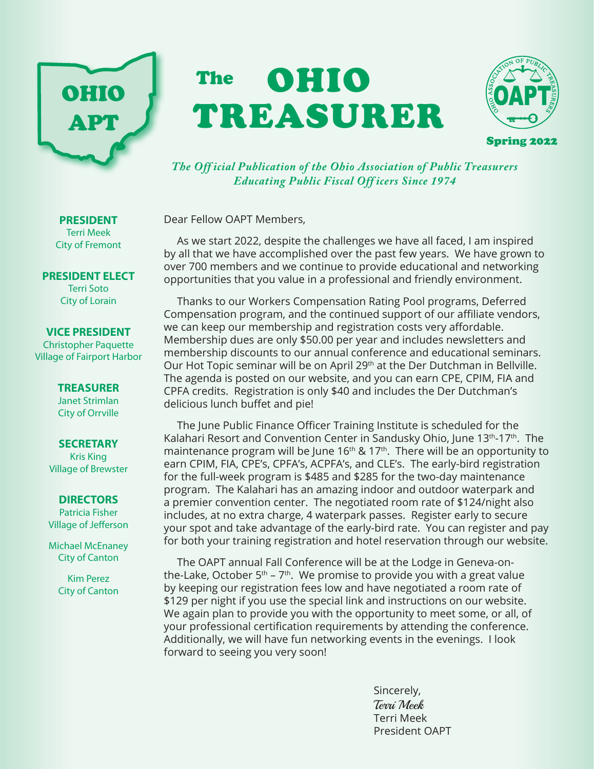OHIO APT

# The OHIO TREASURER

OHIO ASSOCIATION OF PUBLIC TREASURERS — OAPT

Spring 2022

*The Official Publication of the Ohio Association of Public Treasurers*
*Educating Public Fiscal Officers Since 1974*

**PRESIDENT**
Terri Meek
City of Fremont

**PRESIDENT ELECT**
Terri Soto
City of Lorain

**VICE PRESIDENT**
Christopher Paquette
Village of Fairport Harbor

**TREASURER**
Janet Strimlan
City of Orrville

**SECRETARY**
Kris King
Village of Brewster

**DIRECTORS**
Patricia Fisher
Village of Jefferson

Michael McEnaney
City of Canton

Kim Perez
City of Canton

Dear Fellow OAPT Members,

As we start 2022, despite the challenges we have all faced, I am inspired by all that we have accomplished over the past few years. We have grown to over 700 members and we continue to provide educational and networking opportunities that you value in a professional and friendly environment.

Thanks to our Workers Compensation Rating Pool programs, Deferred Compensation program, and the continued support of our affiliate vendors, we can keep our membership and registration costs very affordable. Membership dues are only $50.00 per year and includes newsletters and membership discounts to our annual conference and educational seminars. Our Hot Topic seminar will be on April 29th at the Der Dutchman in Bellville. The agenda is posted on our website, and you can earn CPE, CPIM, FIA and CPFA credits. Registration is only $40 and includes the Der Dutchman's delicious lunch buffet and pie!

The June Public Finance Officer Training Institute is scheduled for the Kalahari Resort and Convention Center in Sandusky Ohio, June 13th-17th. The maintenance program will be June 16th & 17th. There will be an opportunity to earn CPIM, FIA, CPE's, CPFA's, ACPFA's, and CLE's. The early-bird registration for the full-week program is $485 and $285 for the two-day maintenance program. The Kalahari has an amazing indoor and outdoor waterpark and a premier convention center. The negotiated room rate of $124/night also includes, at no extra charge, 4 waterpark passes. Register early to secure your spot and take advantage of the early-bird rate. You can register and pay for both your training registration and hotel reservation through our website.

The OAPT annual Fall Conference will be at the Lodge in Geneva-on-the-Lake, October 5th – 7th. We promise to provide you with a great value by keeping our registration fees low and have negotiated a room rate of $129 per night if you use the special link and instructions on our website. We again plan to provide you with the opportunity to meet some, or all, of your professional certification requirements by attending the conference. Additionally, we will have fun networking events in the evenings. I look forward to seeing you very soon!

Sincerely,
*Terri Meek*
Terri Meek
President OAPT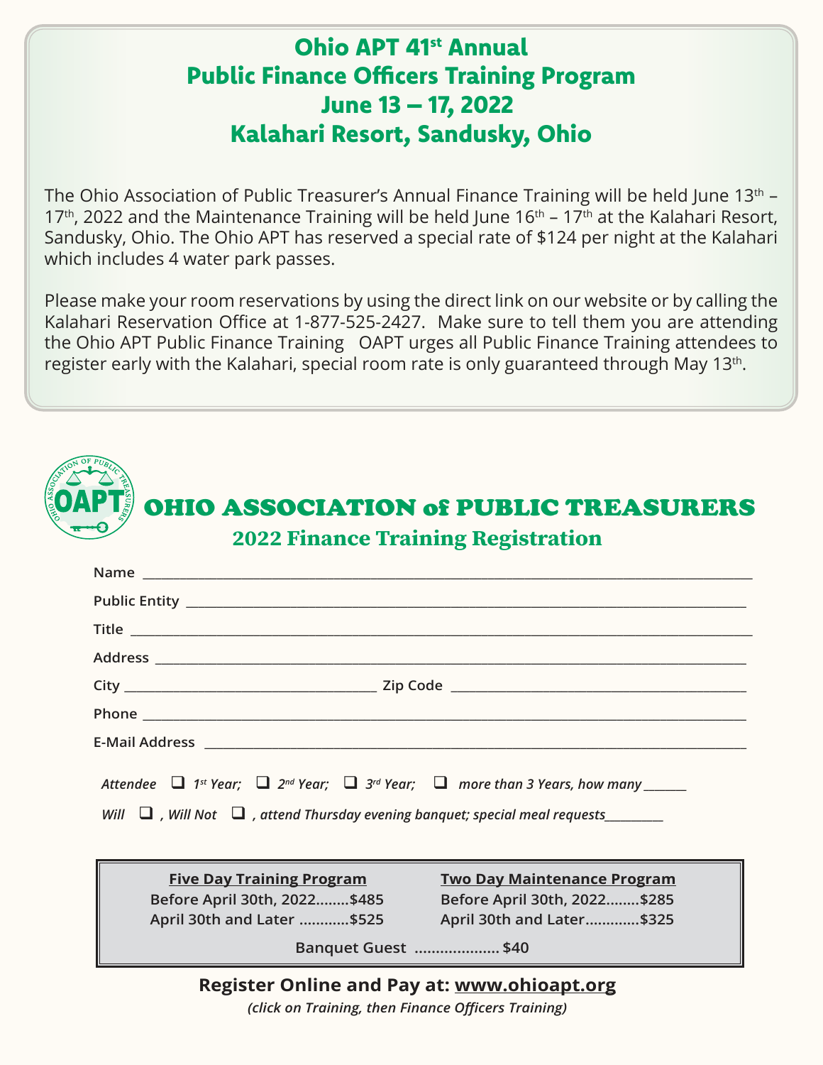# Ohio APT 41st Annual Public Finance Officers Training Program
## June 13 – 17, 2022
## Kalahari Resort, Sandusky, Ohio

The Ohio Association of Public Treasurer's Annual Finance Training will be held June 13th – 17th, 2022 and the Maintenance Training will be held June 16th – 17th at the Kalahari Resort, Sandusky, Ohio. The Ohio APT has reserved a special rate of $124 per night at the Kalahari which includes 4 water park passes.

Please make your room reservations by using the direct link on our website or by calling the Kalahari Reservation Office at 1-877-525-2427. Make sure to tell them you are attending the Ohio APT Public Finance Training OAPT urges all Public Finance Training attendees to register early with the Kalahari, special room rate is only guaranteed through May 13th.

# OHIO ASSOCIATION of PUBLIC TREASURERS
## 2022 Finance Training Registration

Name ______________________________

Public Entity ______________________________

Title ______________________________

Address ______________________________

City ____________________ Zip Code ____________________

Phone ______________________________

E-Mail Address ______________________________

*Attendee ❑ 1st Year; ❑ 2nd Year; ❑ 3rd Year; ❑ more than 3 Years, how many ______*

*Will ❑ , Will Not ❑ , attend Thursday evening banquet; special meal requests_________*

| Five Day Training Program | Two Day Maintenance Program |
|---|---|
| Before April 30th, 2022........$485 | Before April 30th, 2022........$285 |
| April 30th and Later ............$525 | April 30th and Later.............$325 |

Banquet Guest .................... $40

**Register Online and Pay at: www.ohioapt.org**

***(click on Training, then Finance Officers Training)***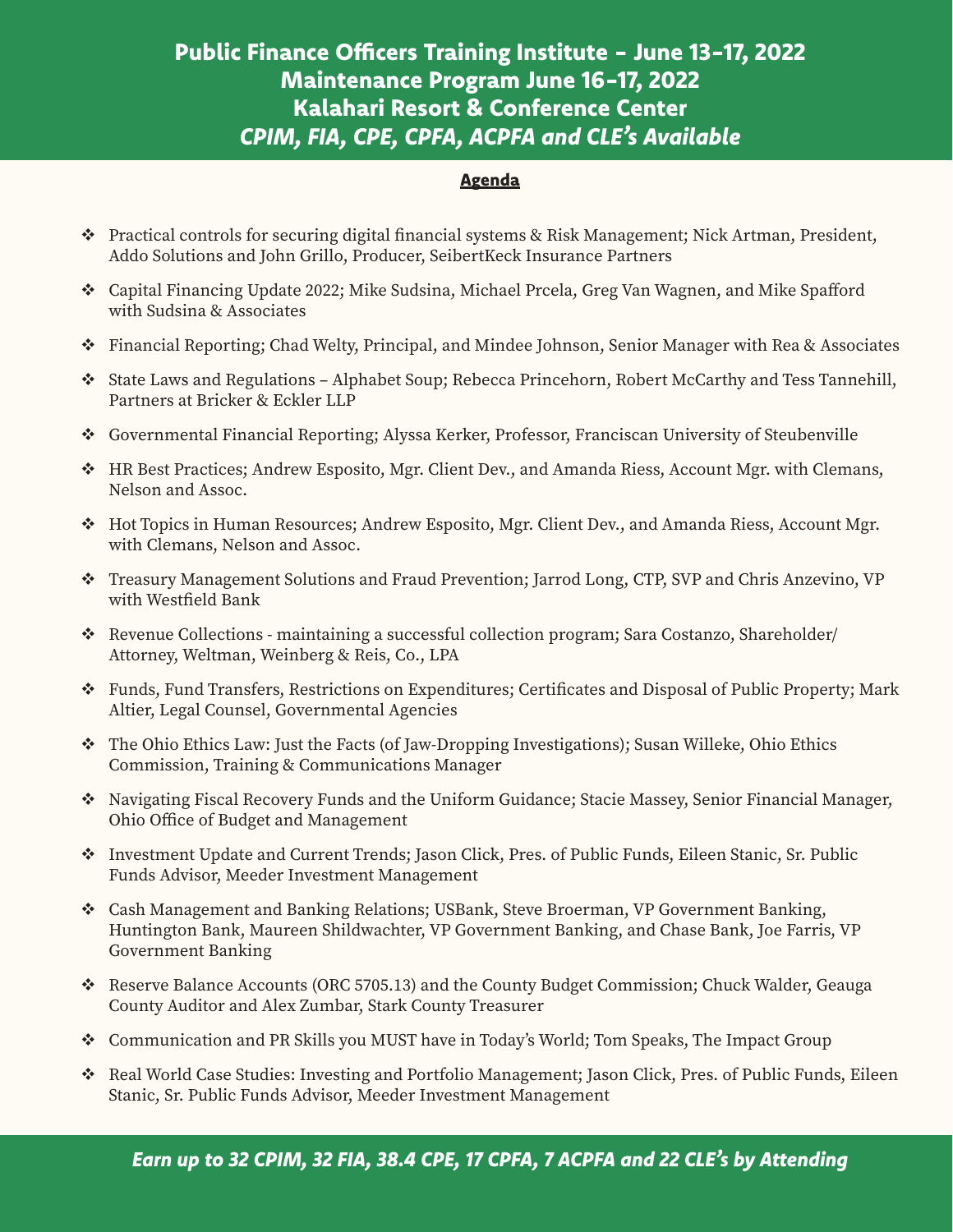# Public Finance Officers Training Institute – June 13-17, 2022
## Maintenance Program June 16-17, 2022
## Kalahari Resort & Conference Center
### *CPIM, FIA, CPE, CPFA, ACPFA and CLE's Available*

**Agenda**

- Practical controls for securing digital financial systems & Risk Management; Nick Artman, President, Addo Solutions and John Grillo, Producer, SeibertKeck Insurance Partners
- Capital Financing Update 2022; Mike Sudsina, Michael Prcela, Greg Van Wagnen, and Mike Spafford with Sudsina & Associates
- Financial Reporting; Chad Welty, Principal, and Mindee Johnson, Senior Manager with Rea & Associates
- State Laws and Regulations – Alphabet Soup; Rebecca Princehorn, Robert McCarthy and Tess Tannehill, Partners at Bricker & Eckler LLP
- Governmental Financial Reporting; Alyssa Kerker, Professor, Franciscan University of Steubenville
- HR Best Practices; Andrew Esposito, Mgr. Client Dev., and Amanda Riess, Account Mgr. with Clemans, Nelson and Assoc.
- Hot Topics in Human Resources; Andrew Esposito, Mgr. Client Dev., and Amanda Riess, Account Mgr. with Clemans, Nelson and Assoc.
- Treasury Management Solutions and Fraud Prevention; Jarrod Long, CTP, SVP and Chris Anzevino, VP with Westfield Bank
- Revenue Collections - maintaining a successful collection program; Sara Costanzo, Shareholder/Attorney, Weltman, Weinberg & Reis, Co., LPA
- Funds, Fund Transfers, Restrictions on Expenditures; Certificates and Disposal of Public Property; Mark Altier, Legal Counsel, Governmental Agencies
- The Ohio Ethics Law: Just the Facts (of Jaw-Dropping Investigations); Susan Willeke, Ohio Ethics Commission, Training & Communications Manager
- Navigating Fiscal Recovery Funds and the Uniform Guidance; Stacie Massey, Senior Financial Manager, Ohio Office of Budget and Management
- Investment Update and Current Trends; Jason Click, Pres. of Public Funds, Eileen Stanic, Sr. Public Funds Advisor, Meeder Investment Management
- Cash Management and Banking Relations; USBank, Steve Broerman, VP Government Banking, Huntington Bank, Maureen Shildwachter, VP Government Banking, and Chase Bank, Joe Farris, VP Government Banking
- Reserve Balance Accounts (ORC 5705.13) and the County Budget Commission; Chuck Walder, Geauga County Auditor and Alex Zumbar, Stark County Treasurer
- Communication and PR Skills you MUST have in Today's World; Tom Speaks, The Impact Group
- Real World Case Studies: Investing and Portfolio Management; Jason Click, Pres. of Public Funds, Eileen Stanic, Sr. Public Funds Advisor, Meeder Investment Management

***Earn up to 32 CPIM, 32 FIA, 38.4 CPE, 17 CPFA, 7 ACPFA and 22 CLE's by Attending***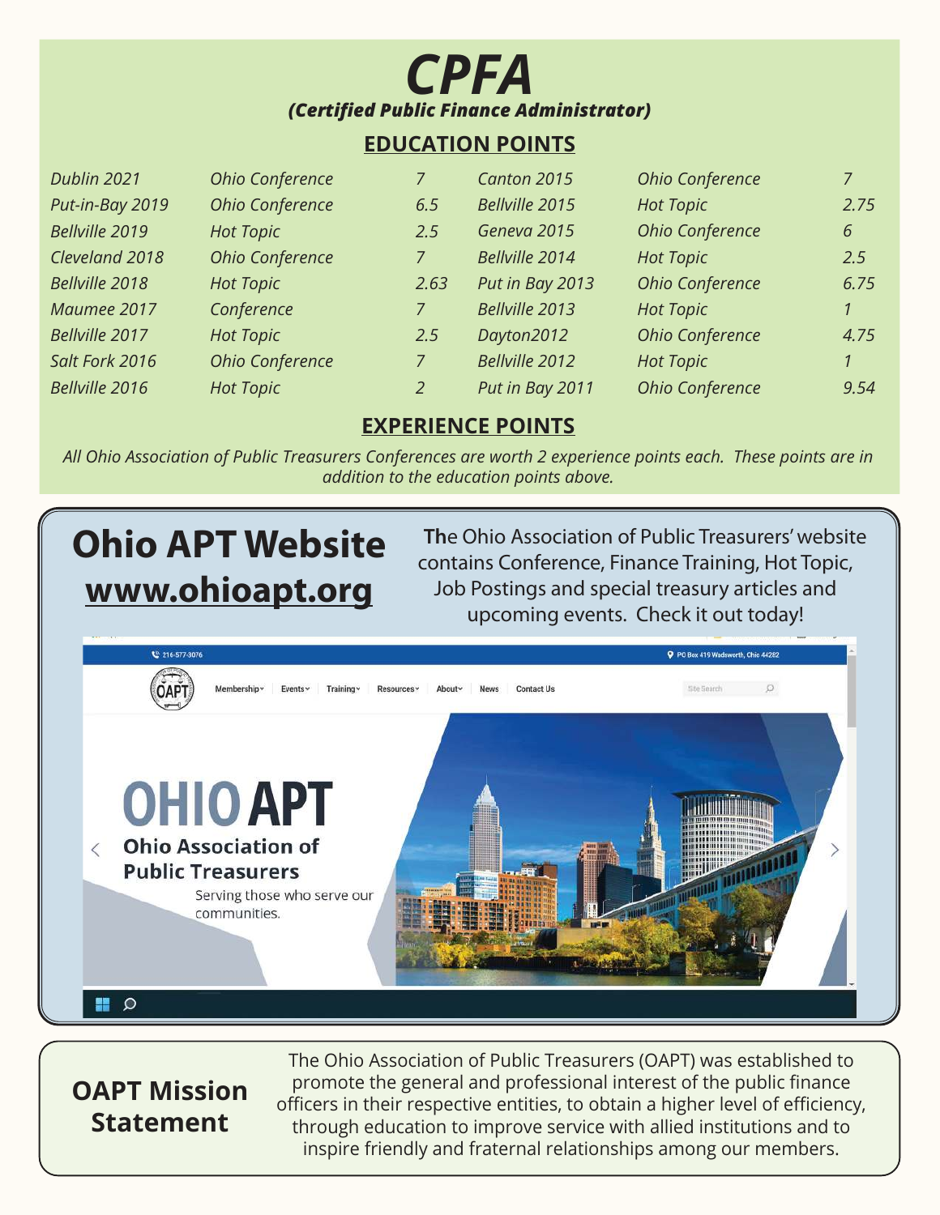# CPFA

***(Certified Public Finance Administrator)***

## EDUCATION POINTS

| | | | | | |
|---|---|---|---|---|---|
| *Dublin 2021* | *Ohio Conference* | *7* | *Canton 2015* | *Ohio Conference* | *7* |
| *Put-in-Bay 2019* | *Ohio Conference* | *6.5* | *Bellville 2015* | *Hot Topic* | *2.75* |
| *Bellville 2019* | *Hot Topic* | *2.5* | *Geneva 2015* | *Ohio Conference* | *6* |
| *Cleveland 2018* | *Ohio Conference* | *7* | *Bellville 2014* | *Hot Topic* | *2.5* |
| *Bellville 2018* | *Hot Topic* | *2.63* | *Put in Bay 2013* | *Ohio Conference* | *6.75* |
| *Maumee 2017* | *Conference* | *7* | *Bellville 2013* | *Hot Topic* | *1* |
| *Bellville 2017* | *Hot Topic* | *2.5* | *Dayton2012* | *Ohio Conference* | *4.75* |
| *Salt Fork 2016* | *Ohio Conference* | *7* | *Bellville 2012* | *Hot Topic* | *1* |
| *Bellville 2016* | *Hot Topic* | *2* | *Put in Bay 2011* | *Ohio Conference* | *9.54* |

## EXPERIENCE POINTS

*All Ohio Association of Public Treasurers Conferences are worth 2 experience points each. These points are in addition to the education points above.*

# Ohio APT Website

## www.ohioapt.org

The Ohio Association of Public Treasurers' website contains Conference, Finance Training, Hot Topic, Job Postings and special treasury articles and upcoming events. Check it out today!

## OAPT Mission Statement

The Ohio Association of Public Treasurers (OAPT) was established to promote the general and professional interest of the public finance officers in their respective entities, to obtain a higher level of efficiency, through education to improve service with allied institutions and to inspire friendly and fraternal relationships among our members.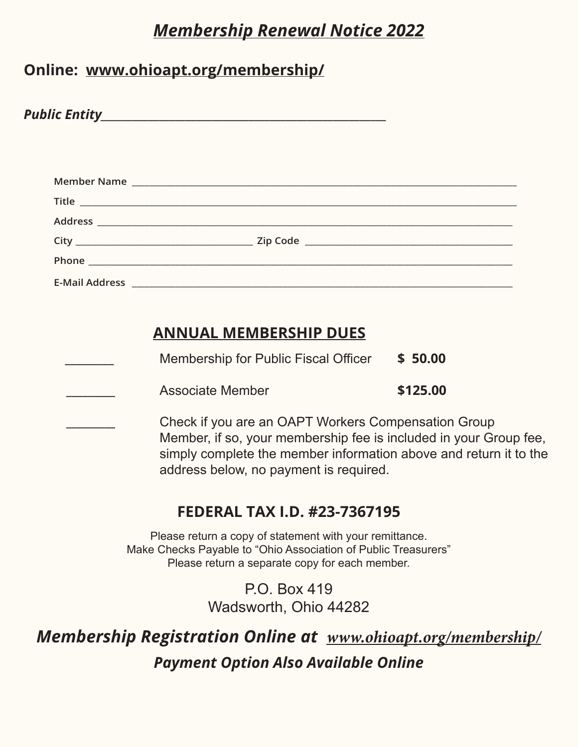# *Membership Renewal Notice 2022*

**Online: www.ohioapt.org/membership/**

***Public Entity*________________________________________________**

Member Name ________________________________________________________________________

Title _________________________________________________________________________________

Address ______________________________________________________________________________

City _________________________________ Zip Code ______________________________________

Phone ________________________________________________________________________________

E-Mail Address ________________________________________________________________________

## ANNUAL MEMBERSHIP DUES

_______ Membership for Public Fiscal Officer **$ 50.00**

_______ Associate Member **$125.00**

_______ Check if you are an OAPT Workers Compensation Group Member, if so, your membership fee is included in your Group fee, simply complete the member information above and return it to the address below, no payment is required.

**FEDERAL TAX I.D. #23-7367195**

Please return a copy of statement with your remittance.
Make Checks Payable to "Ohio Association of Public Treasurers"
Please return a separate copy for each member.

P.O. Box 419
Wadsworth, Ohio 44282

***Membership Registration Online at www.ohioapt.org/membership/***

***Payment Option Also Available Online***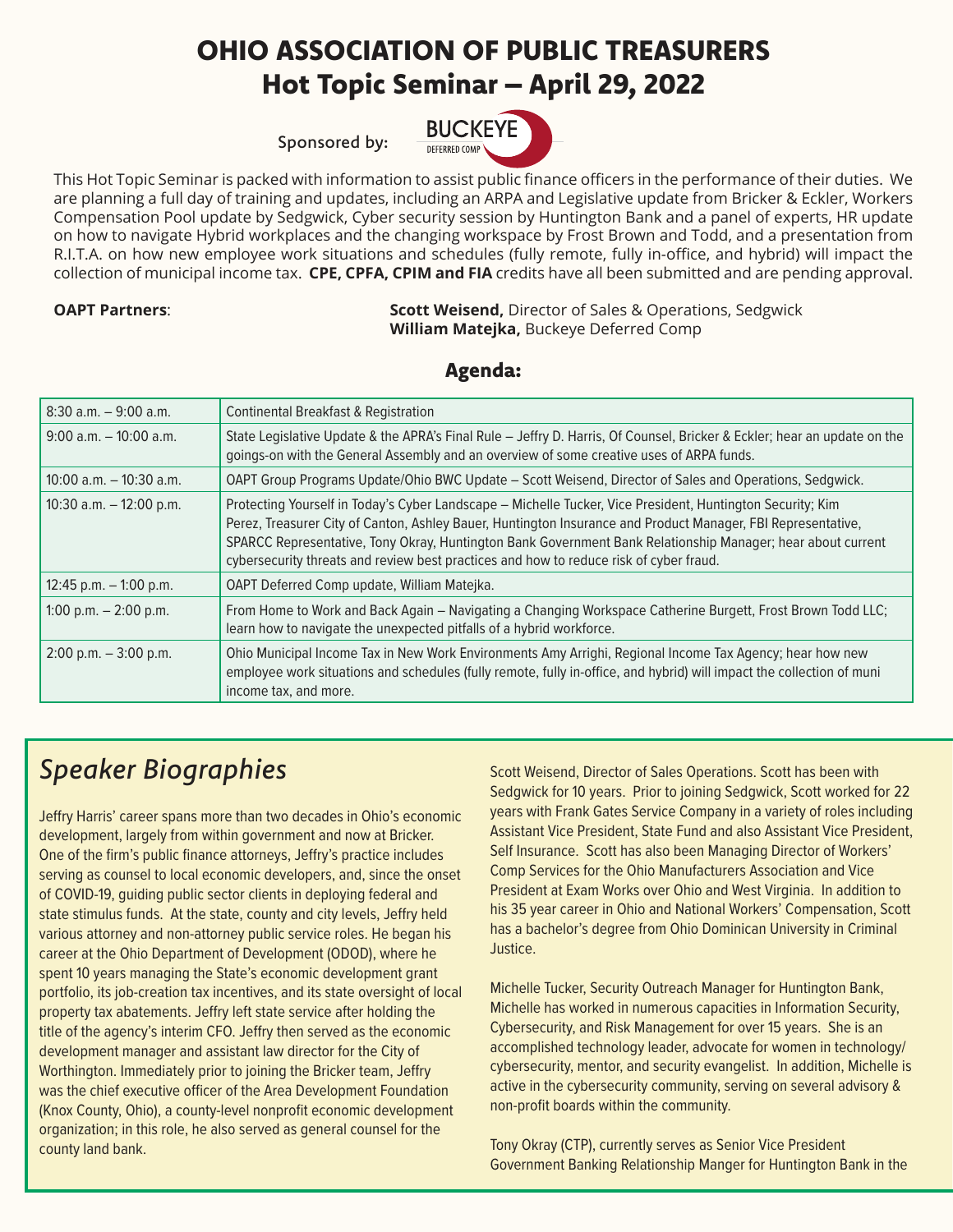# OHIO ASSOCIATION OF PUBLIC TREASURERS
# Hot Topic Seminar – April 29, 2022

Sponsored by: BUCKEYE DEFERRED COMP

This Hot Topic Seminar is packed with information to assist public finance officers in the performance of their duties. We are planning a full day of training and updates, including an ARPA and Legislative update from Bricker & Eckler, Workers Compensation Pool update by Sedgwick, Cyber security session by Huntington Bank and a panel of experts, HR update on how to navigate Hybrid workplaces and the changing workspace by Frost Brown and Todd, and a presentation from R.I.T.A. on how new employee work situations and schedules (fully remote, fully in-office, and hybrid) will impact the collection of municipal income tax. **CPE, CPFA, CPIM and FIA** credits have all been submitted and are pending approval.

**OAPT Partners**:

**Scott Weisend,** Director of Sales & Operations, Sedgwick
**William Matejka,** Buckeye Deferred Comp

## Agenda:

| Time | Session |
|---|---|
| 8:30 a.m. – 9:00 a.m. | Continental Breakfast & Registration |
| 9:00 a.m. – 10:00 a.m. | State Legislative Update & the APRA's Final Rule – Jeffry D. Harris, Of Counsel, Bricker & Eckler; hear an update on the goings-on with the General Assembly and an overview of some creative uses of ARPA funds. |
| 10:00 a.m. – 10:30 a.m. | OAPT Group Programs Update/Ohio BWC Update – Scott Weisend, Director of Sales and Operations, Sedgwick. |
| 10:30 a.m. – 12:00 p.m. | Protecting Yourself in Today's Cyber Landscape – Michelle Tucker, Vice President, Huntington Security; Kim Perez, Treasurer City of Canton, Ashley Bauer, Huntington Insurance and Product Manager, FBI Representative, SPARCC Representative, Tony Okray, Huntington Bank Government Bank Relationship Manager; hear about current cybersecurity threats and review best practices and how to reduce risk of cyber fraud. |
| 12:45 p.m. – 1:00 p.m. | OAPT Deferred Comp update, William Matejka. |
| 1:00 p.m. – 2:00 p.m. | From Home to Work and Back Again – Navigating a Changing Workspace Catherine Burgett, Frost Brown Todd LLC; learn how to navigate the unexpected pitfalls of a hybrid workforce. |
| 2:00 p.m. – 3:00 p.m. | Ohio Municipal Income Tax in New Work Environments Amy Arrighi, Regional Income Tax Agency; hear how new employee work situations and schedules (fully remote, fully in-office, and hybrid) will impact the collection of muni income tax, and more. |

## *Speaker Biographies*

Jeffry Harris' career spans more than two decades in Ohio's economic development, largely from within government and now at Bricker. One of the firm's public finance attorneys, Jeffry's practice includes serving as counsel to local economic developers, and, since the onset of COVID-19, guiding public sector clients in deploying federal and state stimulus funds. At the state, county and city levels, Jeffry held various attorney and non-attorney public service roles. He began his career at the Ohio Department of Development (ODOD), where he spent 10 years managing the State's economic development grant portfolio, its job-creation tax incentives, and its state oversight of local property tax abatements. Jeffry left state service after holding the title of the agency's interim CFO. Jeffry then served as the economic development manager and assistant law director for the City of Worthington. Immediately prior to joining the Bricker team, Jeffry was the chief executive officer of the Area Development Foundation (Knox County, Ohio), a county-level nonprofit economic development organization; in this role, he also served as general counsel for the county land bank.

Scott Weisend, Director of Sales Operations. Scott has been with Sedgwick for 10 years. Prior to joining Sedgwick, Scott worked for 22 years with Frank Gates Service Company in a variety of roles including Assistant Vice President, State Fund and also Assistant Vice President, Self Insurance. Scott has also been Managing Director of Workers' Comp Services for the Ohio Manufacturers Association and Vice President at Exam Works over Ohio and West Virginia. In addition to his 35 year career in Ohio and National Workers' Compensation, Scott has a bachelor's degree from Ohio Dominican University in Criminal Justice.

Michelle Tucker, Security Outreach Manager for Huntington Bank, Michelle has worked in numerous capacities in Information Security, Cybersecurity, and Risk Management for over 15 years. She is an accomplished technology leader, advocate for women in technology/ cybersecurity, mentor, and security evangelist. In addition, Michelle is active in the cybersecurity community, serving on several advisory & non-profit boards within the community.

Tony Okray (CTP), currently serves as Senior Vice President Government Banking Relationship Manger for Huntington Bank in the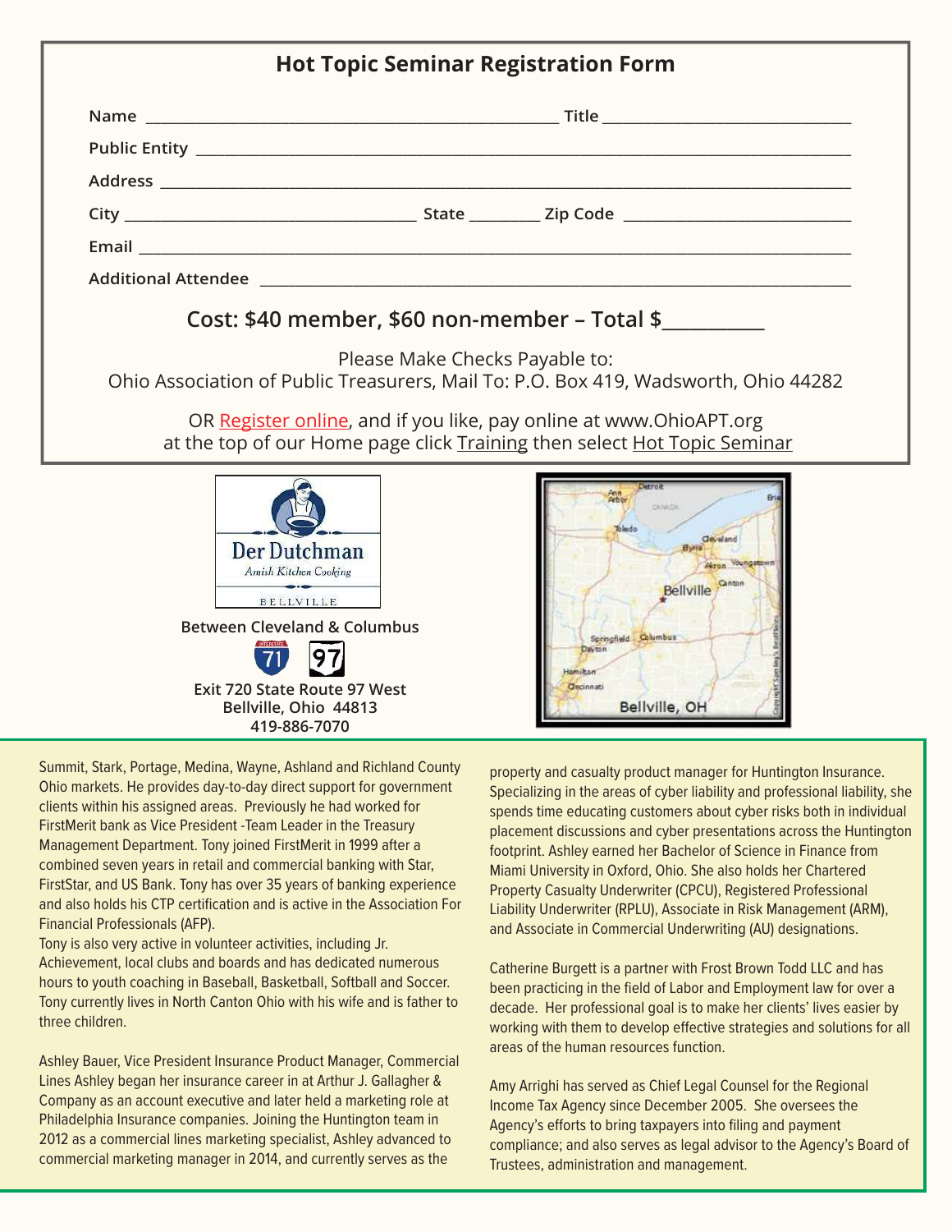## Hot Topic Seminar Registration Form

Name _______________________________ Title _______________________

Public Entity ___________________________________________________

Address _______________________________________________________

City ________________________ State ________ Zip Code ________________

Email _________________________________________________________

Additional Attendee _____________________________________________

**Cost: $40 member, $60 non-member – Total $__________**

Please Make Checks Payable to:
Ohio Association of Public Treasurers, Mail To: P.O. Box 419, Wadsworth, Ohio 44282

OR Register online, and if you like, pay online at www.OhioAPT.org
at the top of our Home page click Training then select Hot Topic Seminar

Der Dutchman
*Amish Kitchen Cooking*
BELLVILLE

**Between Cleveland & Columbus**

**Exit 720 State Route 97 West**
**Bellville, Ohio 44813**
**419-886-7070**

Bellville, OH

Summit, Stark, Portage, Medina, Wayne, Ashland and Richland County Ohio markets. He provides day-to-day direct support for government clients within his assigned areas. Previously he had worked for FirstMerit bank as Vice President -Team Leader in the Treasury Management Department. Tony joined FirstMerit in 1999 after a combined seven years in retail and commercial banking with Star, FirstStar, and US Bank. Tony has over 35 years of banking experience and also holds his CTP certification and is active in the Association For Financial Professionals (AFP).
Tony is also very active in volunteer activities, including Jr. Achievement, local clubs and boards and has dedicated numerous hours to youth coaching in Baseball, Basketball, Softball and Soccer. Tony currently lives in North Canton Ohio with his wife and is father to three children.

Ashley Bauer, Vice President Insurance Product Manager, Commercial Lines Ashley began her insurance career in at Arthur J. Gallagher & Company as an account executive and later held a marketing role at Philadelphia Insurance companies. Joining the Huntington team in 2012 as a commercial lines marketing specialist, Ashley advanced to commercial marketing manager in 2014, and currently serves as the property and casualty product manager for Huntington Insurance. Specializing in the areas of cyber liability and professional liability, she spends time educating customers about cyber risks both in individual placement discussions and cyber presentations across the Huntington footprint. Ashley earned her Bachelor of Science in Finance from Miami University in Oxford, Ohio. She also holds her Chartered Property Casualty Underwriter (CPCU), Registered Professional Liability Underwriter (RPLU), Associate in Risk Management (ARM), and Associate in Commercial Underwriting (AU) designations.

Catherine Burgett is a partner with Frost Brown Todd LLC and has been practicing in the field of Labor and Employment law for over a decade. Her professional goal is to make her clients' lives easier by working with them to develop effective strategies and solutions for all areas of the human resources function.

Amy Arrighi has served as Chief Legal Counsel for the Regional Income Tax Agency since December 2005. She oversees the Agency's efforts to bring taxpayers into filing and payment compliance; and also serves as legal advisor to the Agency's Board of Trustees, administration and management.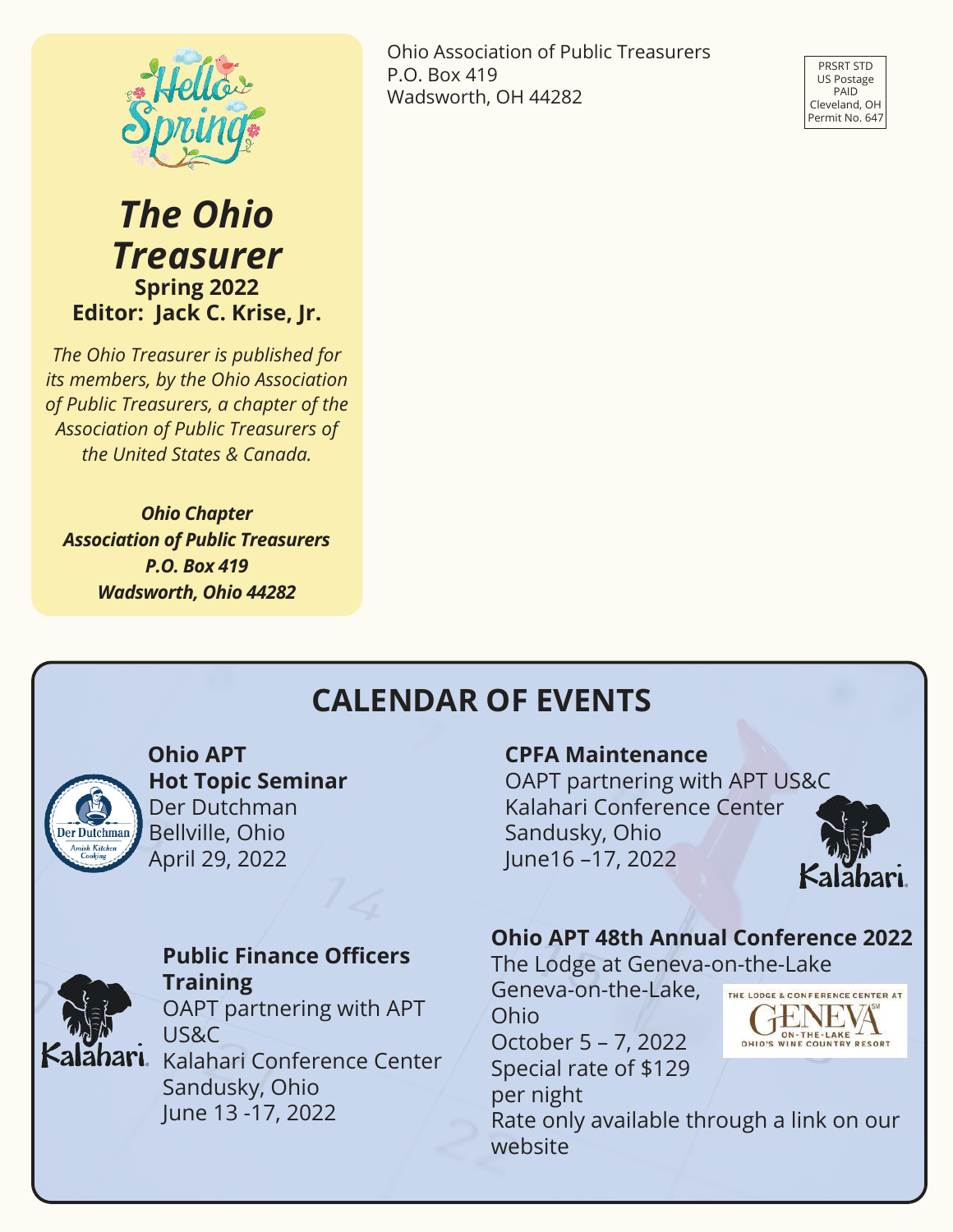Hello Spring

# The Ohio Treasurer

**Spring 2022**

**Editor: Jack C. Krise, Jr.**

*The Ohio Treasurer is published for its members, by the Ohio Association of Public Treasurers, a chapter of the Association of Public Treasurers of the United States & Canada.*

***Ohio Chapter***
***Association of Public Treasurers***
***P.O. Box 419***
***Wadsworth, Ohio 44282***

Ohio Association of Public Treasurers
P.O. Box 419
Wadsworth, OH 44282

PRSRT STD
US Postage
PAID
Cleveland, OH
Permit No. 647

## CALENDAR OF EVENTS

**Ohio APT**
**Hot Topic Seminar**
Der Dutchman
Bellville, Ohio
April 29, 2022

**CPFA Maintenance**
OAPT partnering with APT US&C
Kalahari Conference Center
Sandusky, Ohio
June16 –17, 2022

**Public Finance Officers Training**
OAPT partnering with APT US&C
Kalahari Conference Center
Sandusky, Ohio
June 13 -17, 2022

**Ohio APT 48th Annual Conference 2022**
The Lodge at Geneva-on-the-Lake
Geneva-on-the-Lake, Ohio
October 5 – 7, 2022
Special rate of $129 per night
Rate only available through a link on our website